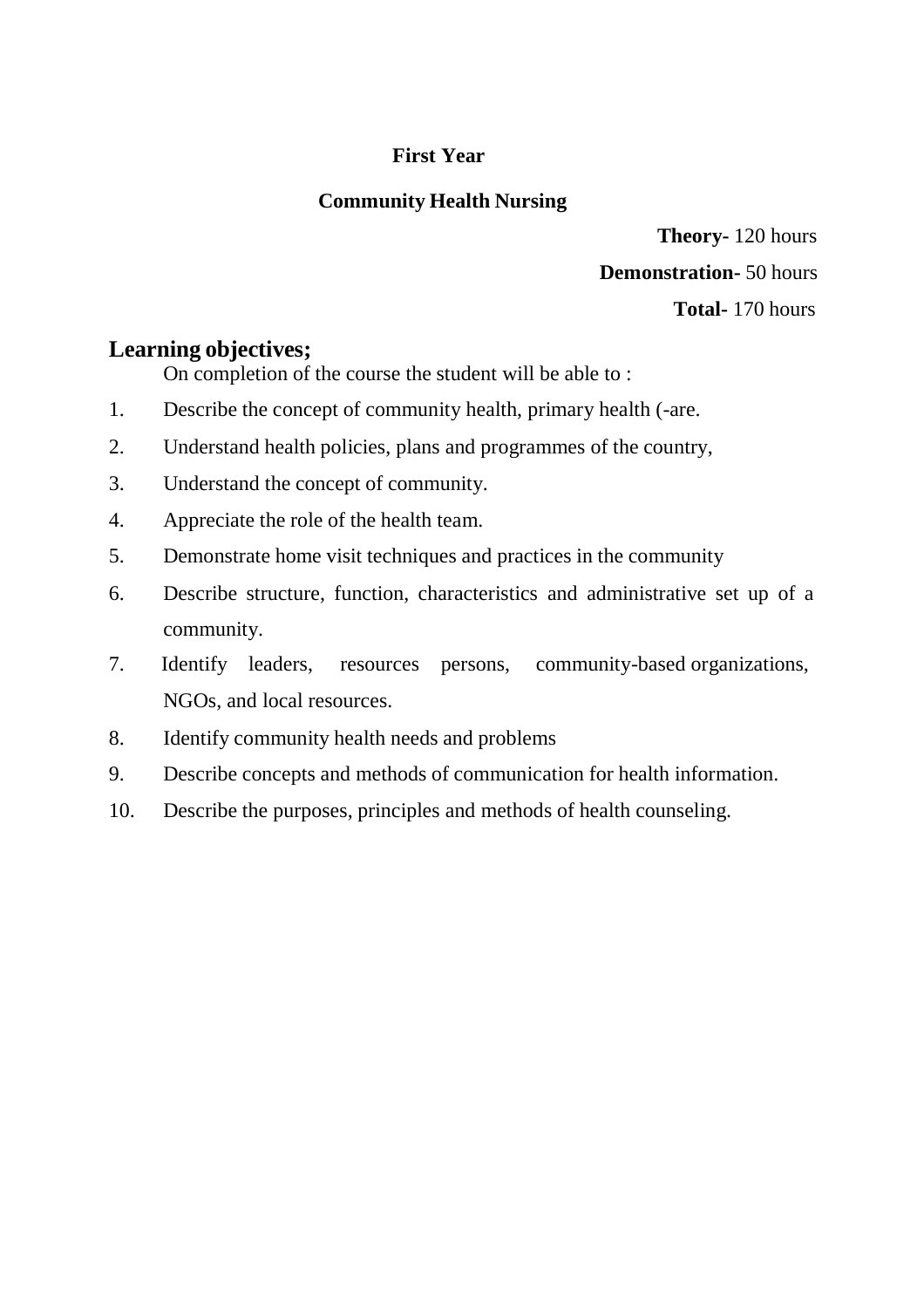**First Year**

**Community Health Nursing**

**Theory-** 120 hours

**Demonstration-** 50 hours

**Total-** 170 hours

## Learning objectives;

On completion of the course the student will be able to :

1. Describe the concept of community health, primary health (-are.
2. Understand health policies, plans and programmes of the country,
3. Understand the concept of community.
4. Appreciate the role of the health team.
5. Demonstrate home visit techniques and practices in the community
6. Describe structure, function, characteristics and administrative set up of a community.
7. Identify leaders, resources persons, community-based organizations, NGOs, and local resources.
8. Identify community health needs and problems
9. Describe concepts and methods of communication for health information.
10. Describe the purposes, principles and methods of health counseling.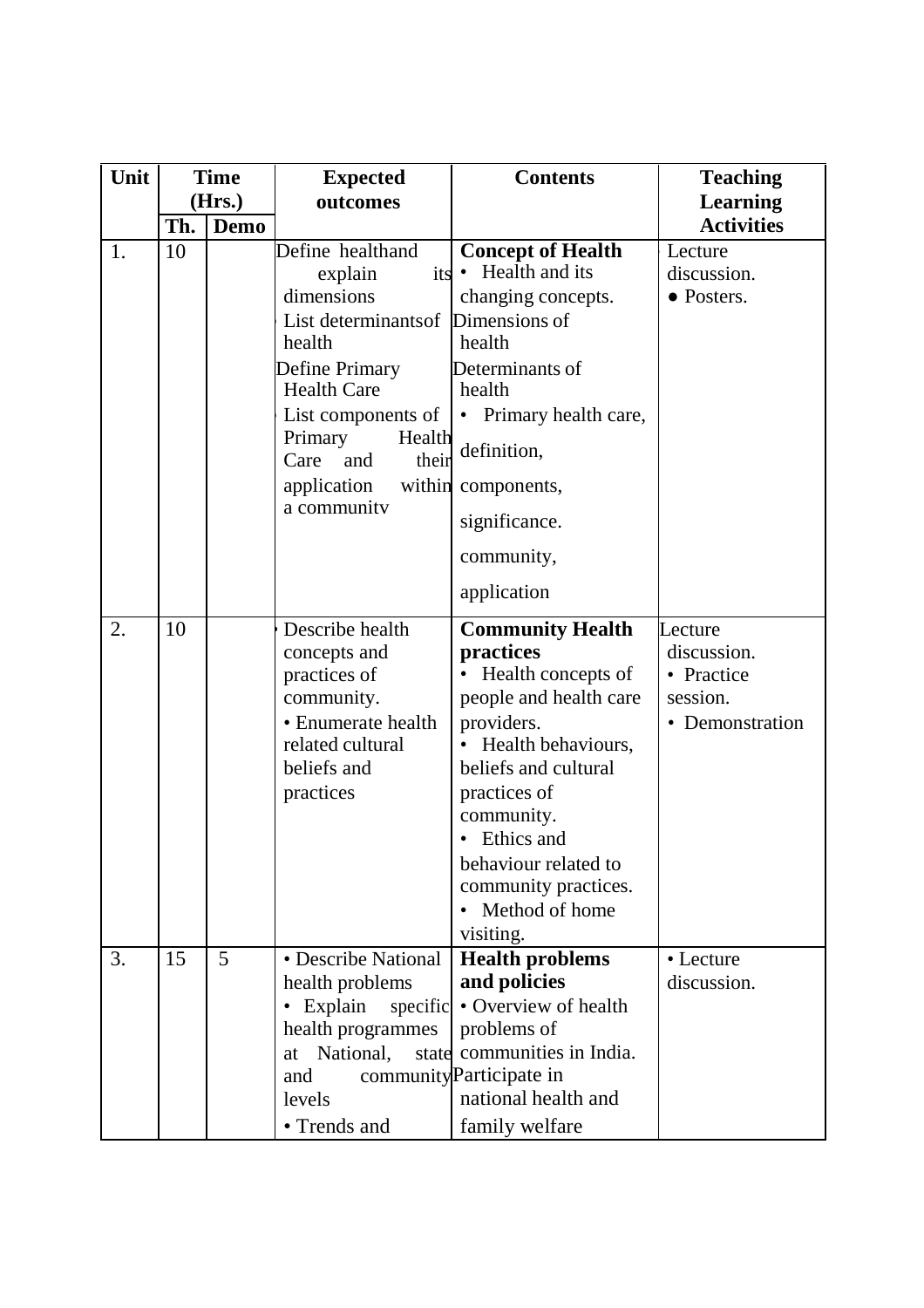| Unit | Time (Hrs.) | | Expected outcomes | Contents | Teaching Learning Activities |
|---|---|---|---|---|---|
| | Th. | Demo | | | |
| 1. | 10 | | Define healthand explain its dimensions<br>List determinantsof health<br>Define Primary Health Care<br>List components of Primary Health Care and their application within a community | **Concept of Health**<br>• Health and its changing concepts.<br>Dimensions of health<br>Determinants of health<br>• Primary health care, definition,<br>components,<br>significance.<br>community,<br>application | Lecture discussion.<br>● Posters. |
| 2. | 10 | | Describe health concepts and practices of community.<br>• Enumerate health related cultural beliefs and practices | **Community Health practices**<br>• Health concepts of people and health care providers.<br>• Health behaviours, beliefs and cultural practices of community.<br>• Ethics and behaviour related to community practices.<br>• Method of home visiting. | Lecture discussion.<br>• Practice session.<br>• Demonstration |
| 3. | 15 | 5 | • Describe National health problems<br>• Explain specific health programmes at National, state and community levels<br>• Trends and | **Health problems and policies**<br>• Overview of health problems of communities in India.<br>Participate in national health and family welfare | • Lecture discussion. |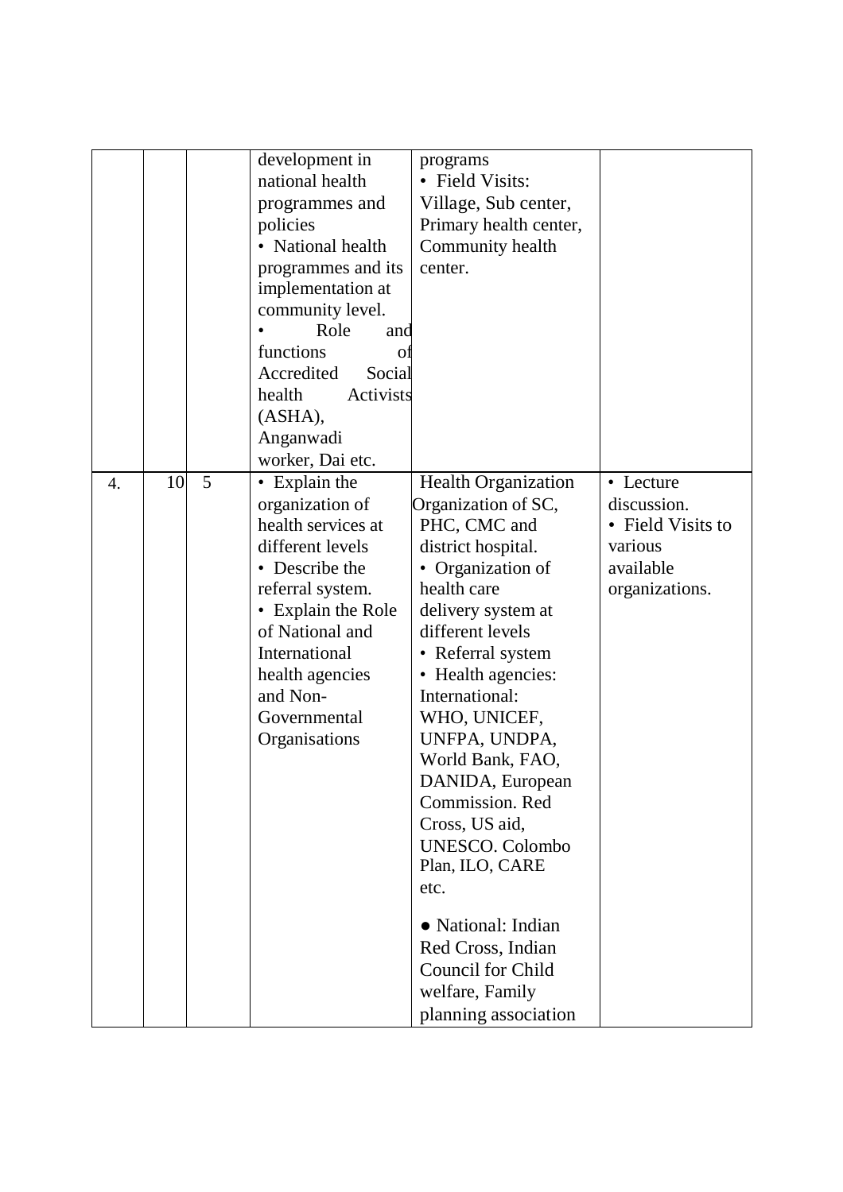| | | | | | |
|---|---|---|---|---|---|
| | | | development in national health programmes and policies<br>• National health programmes and its implementation at community level.<br>• Role and functions of Accredited Social health Activists (ASHA), Anganwadi worker, Dai etc. | programs<br>• Field Visits: Village, Sub center, Primary health center, Community health center. | |
| 4. | 10 | 5 | • Explain the organization of health services at different levels<br>• Describe the referral system.<br>• Explain the Role of National and International health agencies and Non-Governmental Organisations | Health Organization<br>Organization of SC, PHC, CMC and district hospital.<br>• Organization of health care delivery system at different levels<br>• Referral system<br>• Health agencies: International: WHO, UNICEF, UNFPA, UNDPA, World Bank, FAO, DANIDA, European Commission. Red Cross, US aid, UNESCO. Colombo Plan, ILO, CARE etc.<br>● National: Indian Red Cross, Indian Council for Child welfare, Family planning association | • Lecture discussion.<br>• Field Visits to various available organizations. |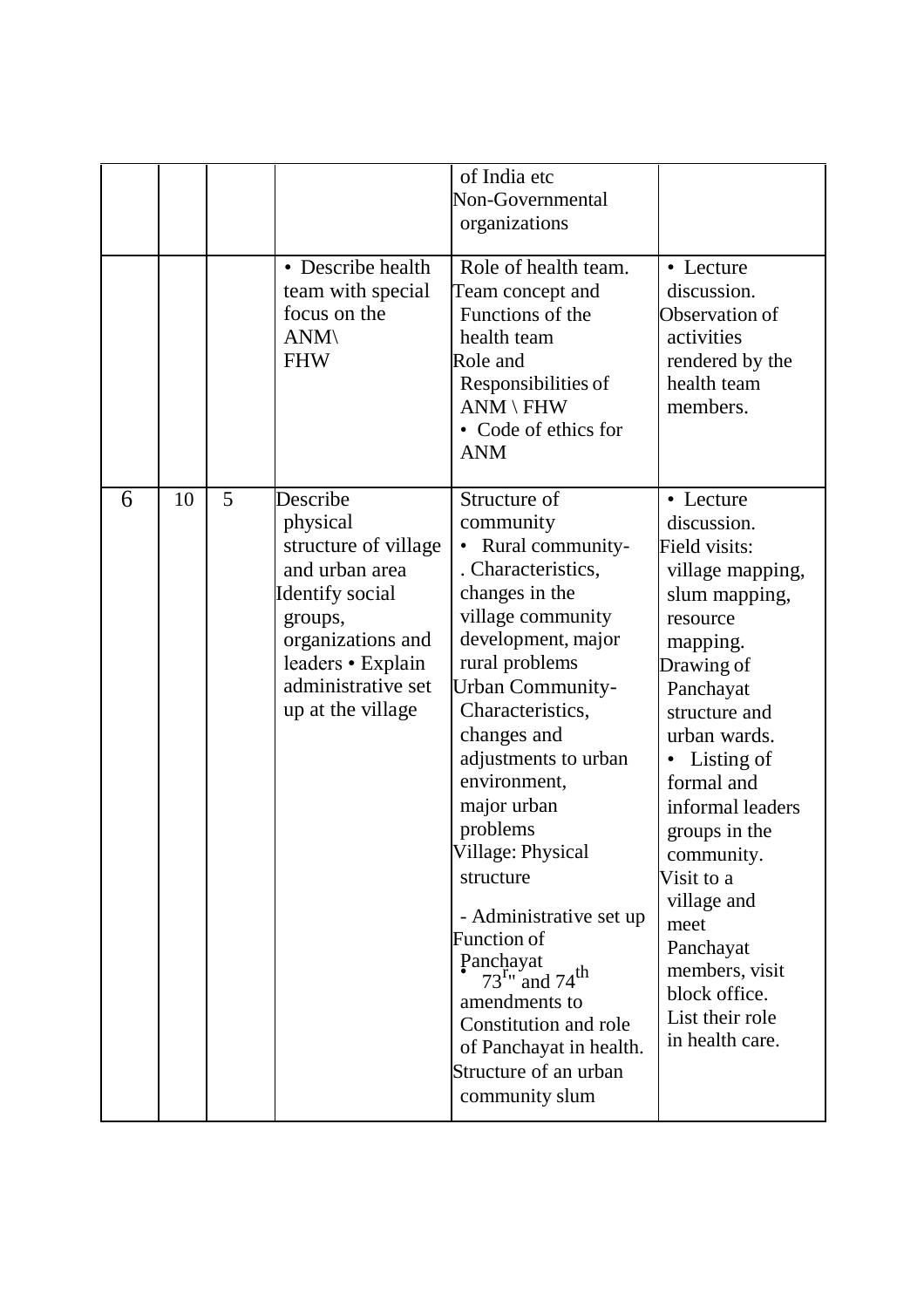| | | | | | |
|---|---|---|---|---|---|
| | | | | of India etc<br>Non-Governmental organizations | |
| | | | • Describe health team with special focus on the ANM\ FHW | Role of health team.<br>Team concept and Functions of the health team<br>Role and Responsibilities of ANM \ FHW<br>• Code of ethics for ANM | • Lecture discussion.<br>Observation of activities rendered by the health team members. |
| 6 | 10 | 5 | Describe physical structure of village and urban area<br>Identify social groups, organizations and leaders • Explain administrative set up at the village | Structure of community<br>• Rural community- . Characteristics, changes in the village community development, major rural problems<br>Urban Community- Characteristics, changes and adjustments to urban environment, major urban problems<br>Village: Physical structure<br>- Administrative set up<br>Function of Panchayat<br>• 73$^{r}$" and 74$^{th}$ amendments to Constitution and role of Panchayat in health.<br>Structure of an urban community slum | • Lecture discussion.<br>Field visits: village mapping, slum mapping, resource mapping.<br>Drawing of Panchayat structure and urban wards.<br>• Listing of formal and informal leaders groups in the community.<br>Visit to a village and meet Panchayat members, visit block office. List their role in health care. |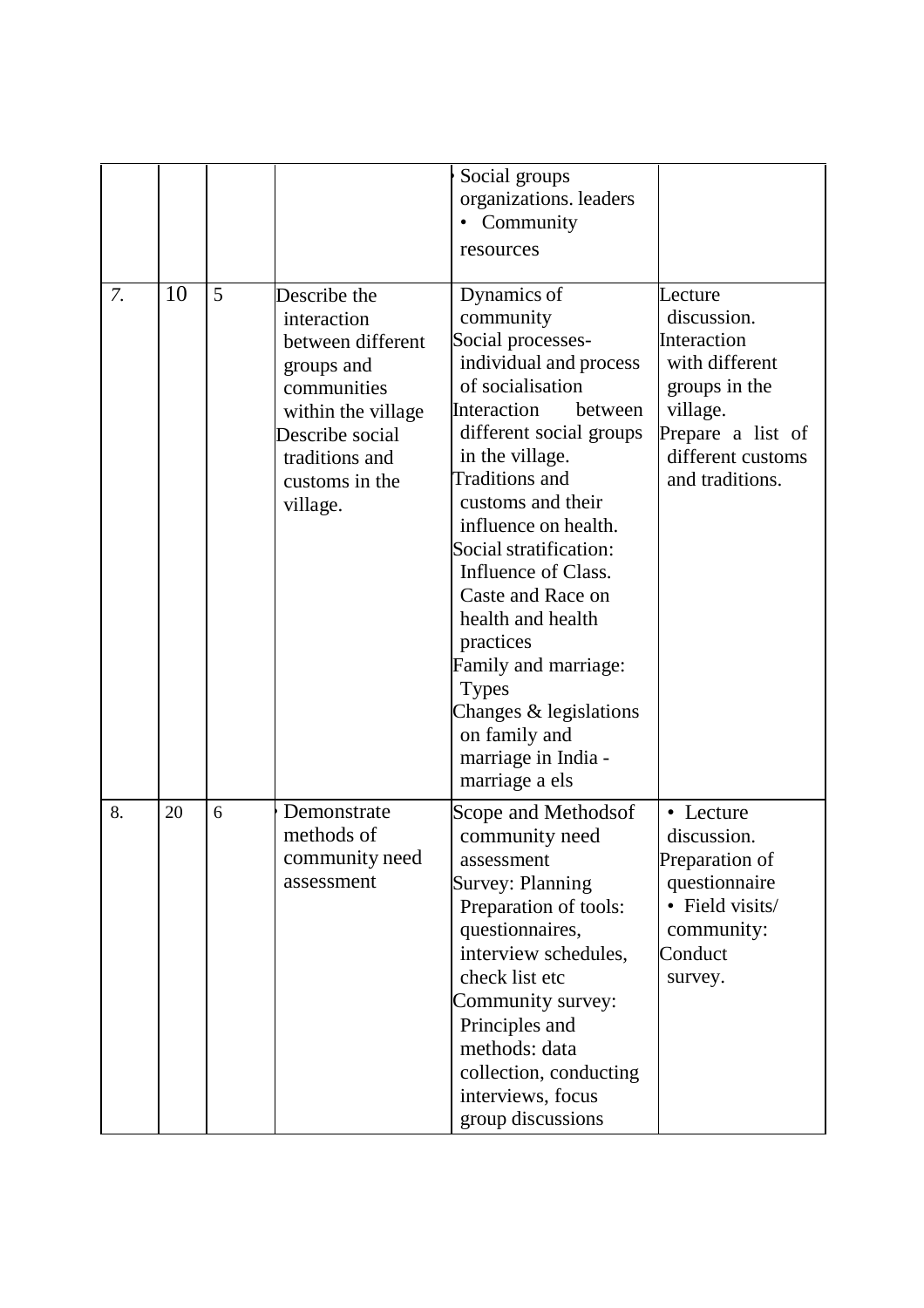| | | | | | |
|---|---|---|---|---|---|
| | | | | • Social groups organizations. leaders<br>• Community resources | |
| 7. | 10 | 5 | Describe the interaction between different groups and communities within the village<br>Describe social traditions and customs in the village. | Dynamics of community<br>Social processes- individual and process of socialisation<br>Interaction between different social groups in the village.<br>Traditions and customs and their influence on health.<br>Social stratification: Influence of Class. Caste and Race on health and health practices<br>Family and marriage: Types<br>Changes & legislations on family and marriage in India - marriage a els | Lecture discussion.<br>Interaction with different groups in the village.<br>Prepare a list of different customs and traditions. |
| 8. | 20 | 6 | • Demonstrate methods of community need assessment | Scope and Methodsof community need assessment<br>Survey: Planning Preparation of tools: questionnaires, interview schedules, check list etc<br>Community survey: Principles and methods: data collection, conducting interviews, focus group discussions | • Lecture discussion.<br>Preparation of questionnaire<br>• Field visits/ community:<br>Conduct survey. |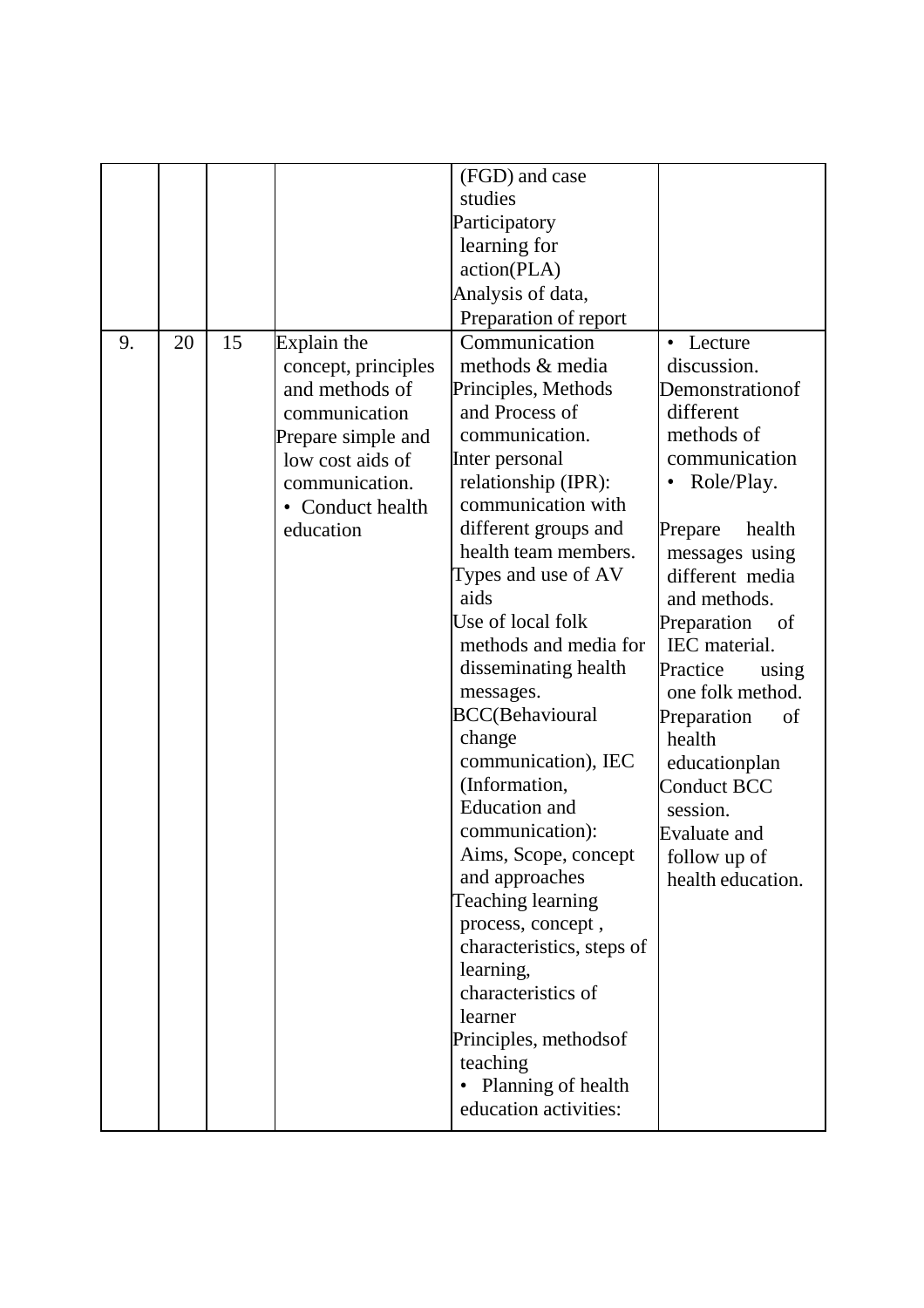| | | | | | |
|---|---|---|---|---|---|
| | | | | (FGD) and case studies<br>Participatory learning for action(PLA)<br>Analysis of data, Preparation of report | |
| 9. | 20 | 15 | Explain the concept, principles and methods of communication<br>Prepare simple and low cost aids of communication.<br>• Conduct health education | Communication methods & media<br>Principles, Methods and Process of communication.<br>Inter personal relationship (IPR): communication with different groups and health team members.<br>Types and use of AV aids<br>Use of local folk methods and media for disseminating health messages.<br>BCC(Behavioural change communication), IEC (Information, Education and communication): Aims, Scope, concept and approaches<br>Teaching learning process, concept , characteristics, steps of learning, characteristics of learner<br>Principles, methodsof teaching<br>• Planning of health education activities: | • Lecture discussion.<br>Demonstrationof different methods of communication<br>• Role/Play.<br><br>Prepare health messages using different media and methods.<br>Preparation of IEC material.<br>Practice using one folk method.<br>Preparation of health educationplan<br>Conduct BCC session.<br>Evaluate and follow up of health education. |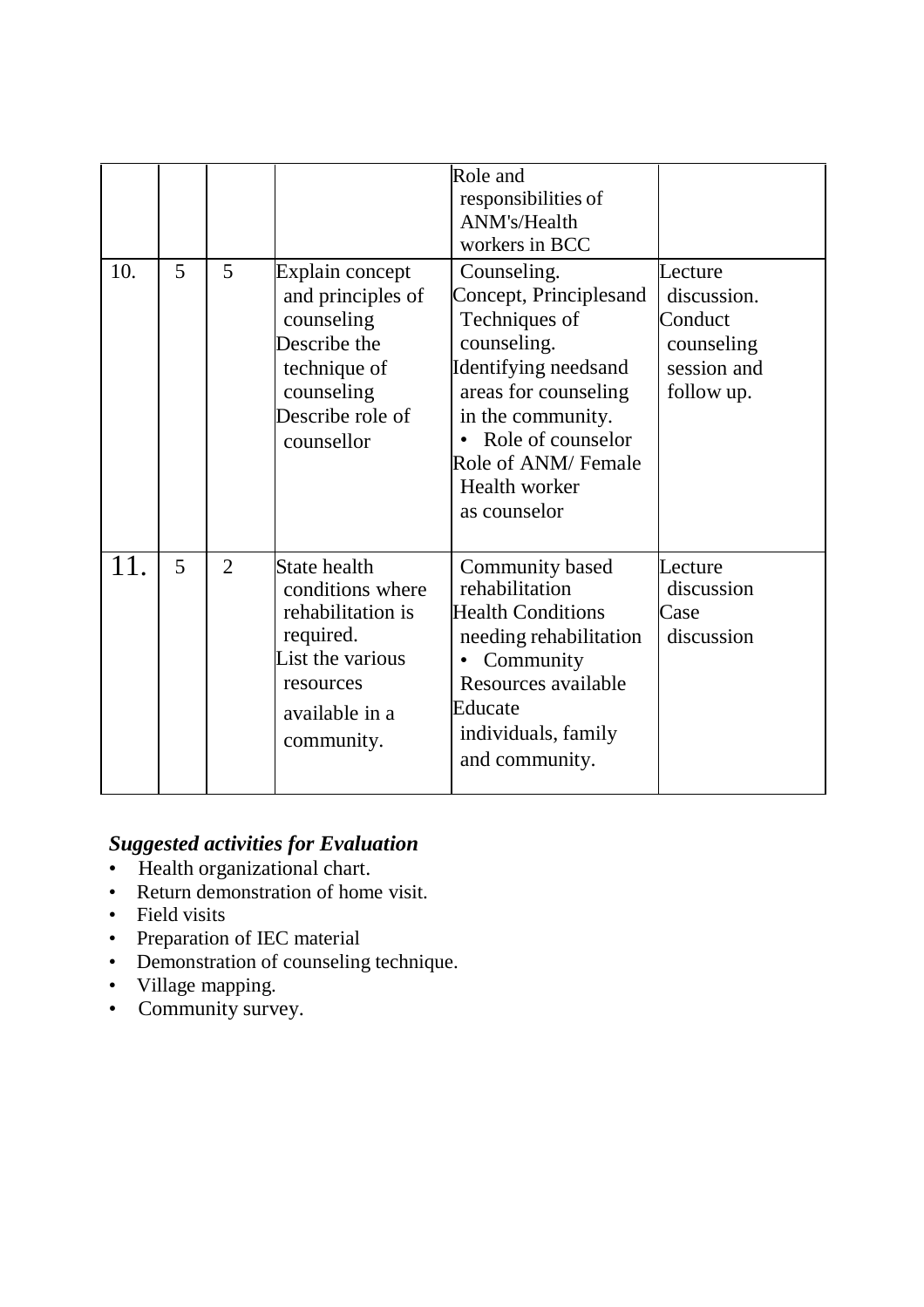|  |  |  |  | Role and responsibilities of ANM's/Health workers in BCC |  |
|---|---|---|---|---|---|
| 10. | 5 | 5 | Explain concept and principles of counseling<br>Describe the technique of counseling<br>Describe role of counsellor | Counseling.<br>Concept, Principlesand Techniques of counseling.<br>Identifying needsand areas for counseling in the community.<br>• Role of counselor<br>Role of ANM/ Female Health worker as counselor | Lecture discussion.<br>Conduct counseling session and follow up. |
| 11. | 5 | 2 | State health conditions where rehabilitation is required.<br>List the various resources available in a community. | Community based rehabilitation<br>Health Conditions needing rehabilitation<br>• Community Resources available<br>Educate individuals, family and community. | Lecture discussion<br>Case discussion |

***Suggested activities for Evaluation***

- Health organizational chart.
- Return demonstration of home visit.
- Field visits
- Preparation of IEC material
- Demonstration of counseling technique.
- Village mapping.
- Community survey.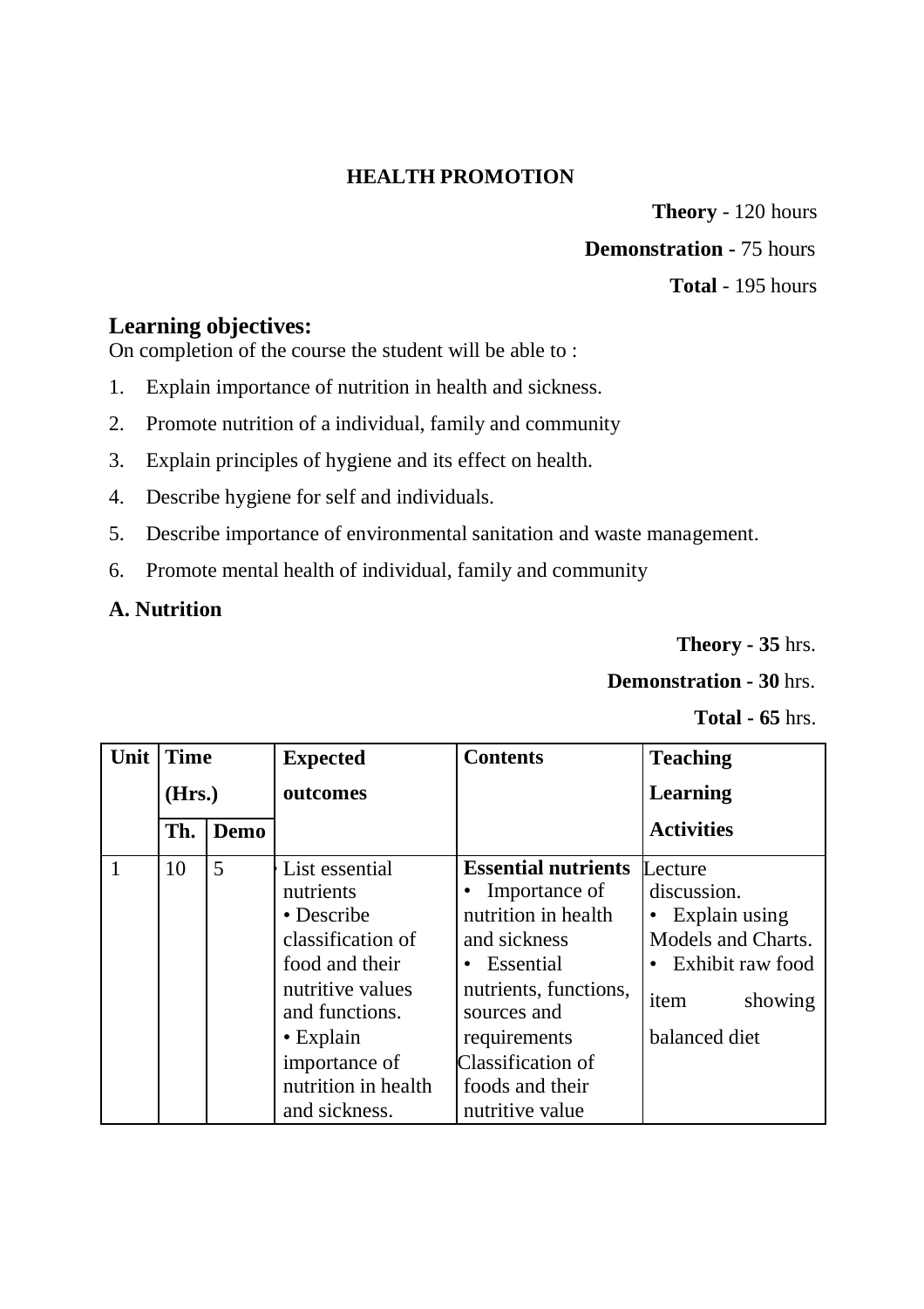# HEALTH PROMOTION

**Theory** - 120 hours

**Demonstration -** 75 hours

**Total** - 195 hours

## Learning objectives:

On completion of the course the student will be able to :

1. Explain importance of nutrition in health and sickness.
2. Promote nutrition of a individual, family and community
3. Explain principles of hygiene and its effect on health.
4. Describe hygiene for self and individuals.
5. Describe importance of environmental sanitation and waste management.
6. Promote mental health of individual, family and community

### A. Nutrition

**Theory - 35** hrs.

**Demonstration - 30** hrs.

**Total - 65** hrs.

| Unit | Time (Hrs.) | | Expected outcomes | Contents | Teaching Learning Activities |
|---|---|---|---|---|---|
| | Th. | Demo | | | |
| 1 | 10 | 5 | • List essential nutrients<br>• Describe classification of food and their nutritive values and functions.<br>• Explain importance of nutrition in health and sickness. | **Essential nutrients**<br>• Importance of nutrition in health and sickness<br>• Essential nutrients, functions, sources and requirements<br>Classification of foods and their nutritive value | Lecture discussion.<br>• Explain using Models and Charts.<br>• Exhibit raw food item showing balanced diet |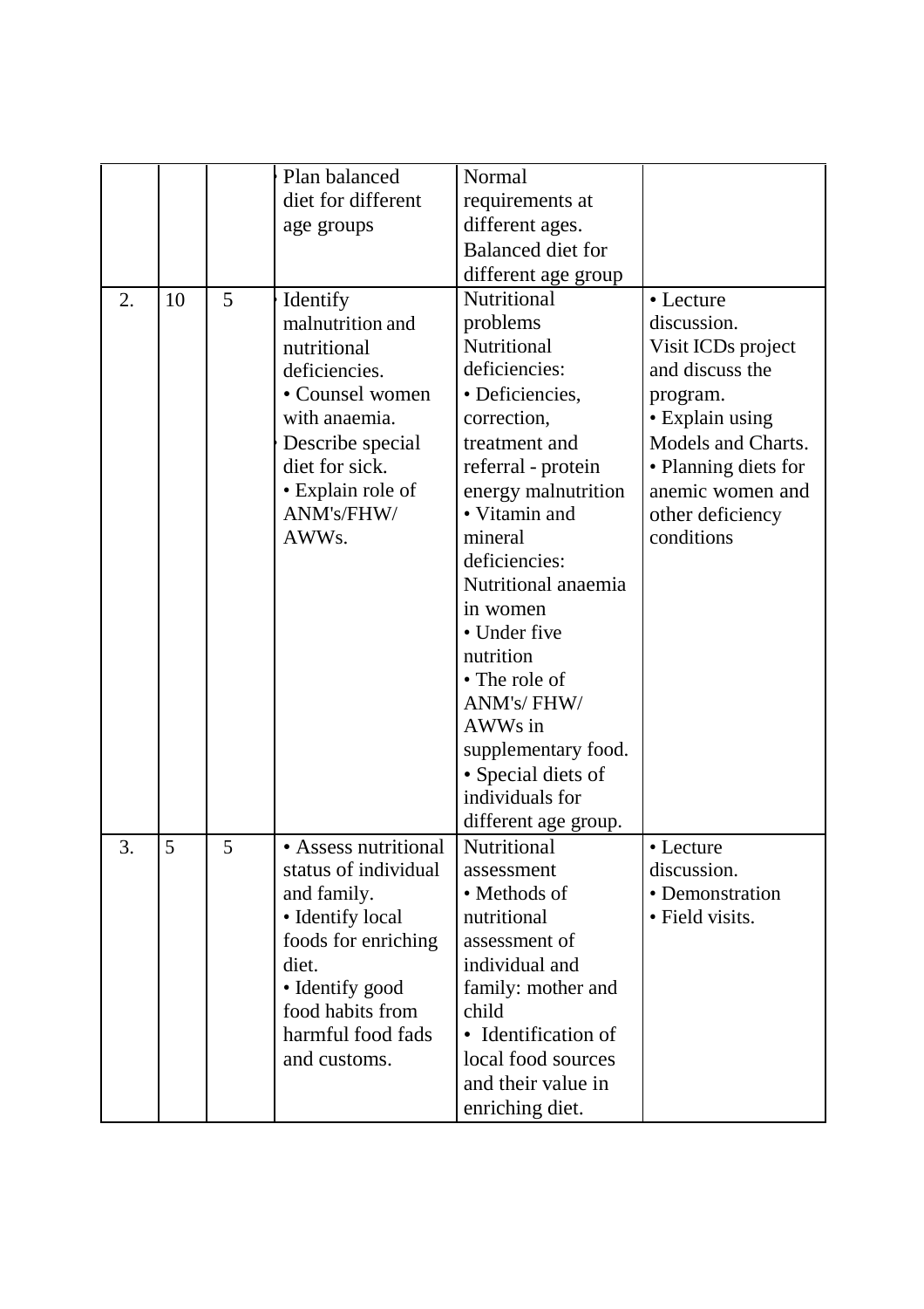| | | | | | |
|---|---|---|---|---|---|
| | | | Plan balanced diet for different age groups | Normal requirements at different ages. Balanced diet for different age group | |
| 2. | 10 | 5 | Identify malnutrition and nutritional deficiencies. • Counsel women with anaemia. Describe special diet for sick. • Explain role of ANM's/FHW/ AWWs. | Nutritional problems Nutritional deficiencies: • Deficiencies, correction, treatment and referral - protein energy malnutrition • Vitamin and mineral deficiencies: Nutritional anaemia in women • Under five nutrition • The role of ANM's/ FHW/ AWWs in supplementary food. • Special diets of individuals for different age group. | • Lecture discussion. Visit ICDs project and discuss the program. • Explain using Models and Charts. • Planning diets for anemic women and other deficiency conditions |
| 3. | 5 | 5 | • Assess nutritional status of individual and family. • Identify local foods for enriching diet. • Identify good food habits from harmful food fads and customs. | Nutritional assessment • Methods of nutritional assessment of individual and family: mother and child • Identification of local food sources and their value in enriching diet. | • Lecture discussion. • Demonstration • Field visits. |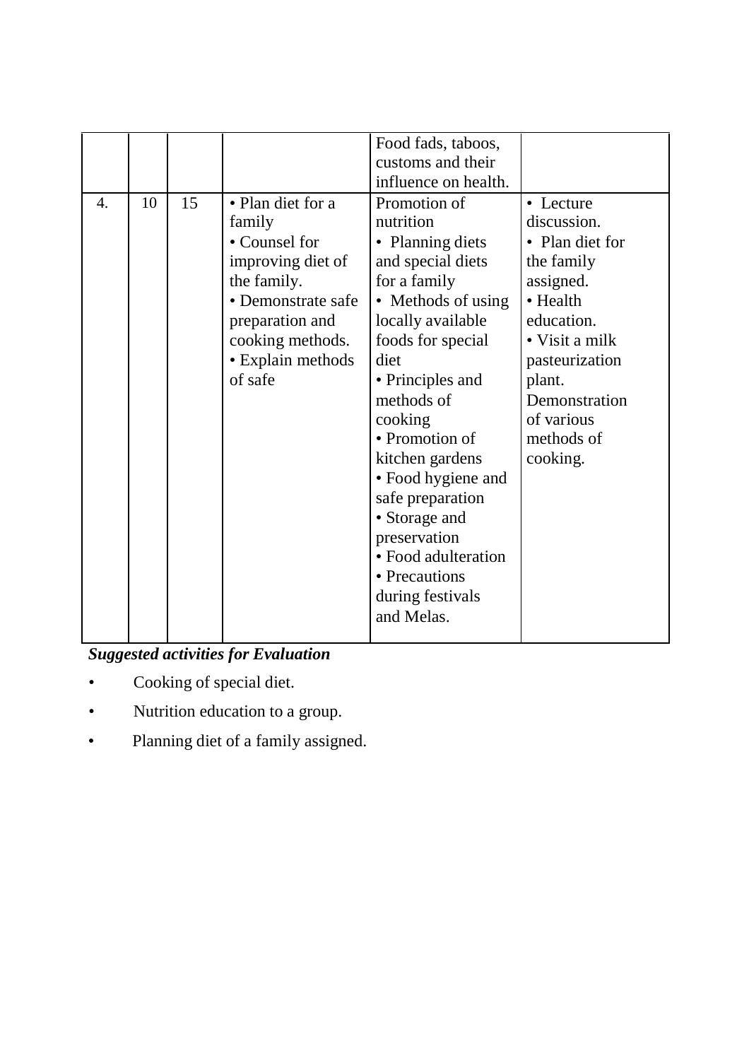| | | | | | |
|---|---|---|---|---|---|
| | | | | Food fads, taboos, customs and their influence on health. | |
| 4. | 10 | 15 | • Plan diet for a family<br>• Counsel for improving diet of the family.<br>• Demonstrate safe preparation and cooking methods.<br>• Explain methods of safe | Promotion of nutrition<br>• Planning diets and special diets for a family<br>• Methods of using locally available foods for special diet<br>• Principles and methods of cooking<br>• Promotion of kitchen gardens<br>• Food hygiene and safe preparation<br>• Storage and preservation<br>• Food adulteration<br>• Precautions during festivals and Melas. | • Lecture discussion.<br>• Plan diet for the family assigned.<br>• Health education.<br>• Visit a milk pasteurization plant. Demonstration of various methods of cooking. |

***Suggested activities for Evaluation***

- Cooking of special diet.
- Nutrition education to a group.
- Planning diet of a family assigned.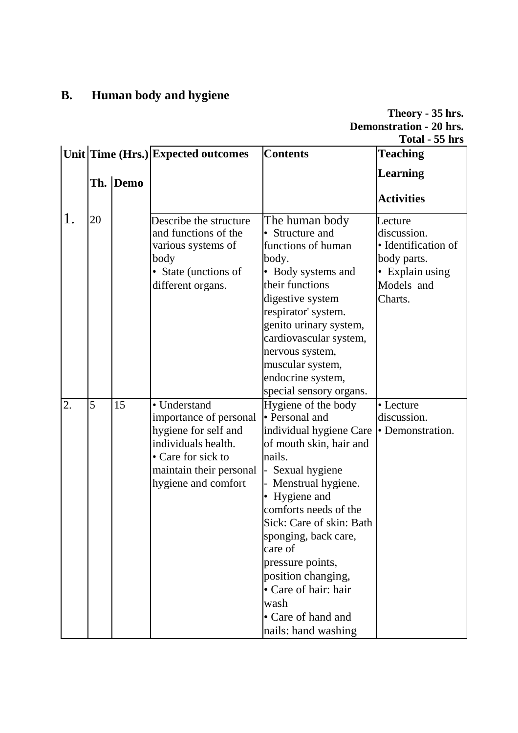## B. Human body and hygiene

**Theory - 35 hrs.**
**Demonstration - 20 hrs.**
**Total - 55 hrs**

| Unit | Time (Hrs.) | | Expected outcomes | Contents | Teaching Learning Activities |
|---|---|---|---|---|---|
| | Th. | Demo | | | |
| 1. | 20 | | Describe the structure and functions of the various systems of body<br>• State (unctions of different organs. | The human body<br>• Structure and functions of human body.<br>• Body systems and their functions digestive system respirator' system. genito urinary system, cardiovascular system, nervous system, muscular system, endocrine system, special sensory organs. | Lecture discussion.<br>• Identification of body parts.<br>• Explain using Models and Charts. |
| 2. | 5 | 15 | • Understand importance of personal hygiene for self and individuals health.<br>• Care for sick to maintain their personal hygiene and comfort | Hygiene of the body<br>• Personal and individual hygiene Care of mouth skin, hair and nails.<br>- Sexual hygiene<br>- Menstrual hygiene.<br>• Hygiene and comforts needs of the Sick: Care of skin: Bath sponging, back care, care of pressure points, position changing,<br>• Care of hair: hair wash<br>• Care of hand and nails: hand washing | • Lecture discussion.<br>• Demonstration. |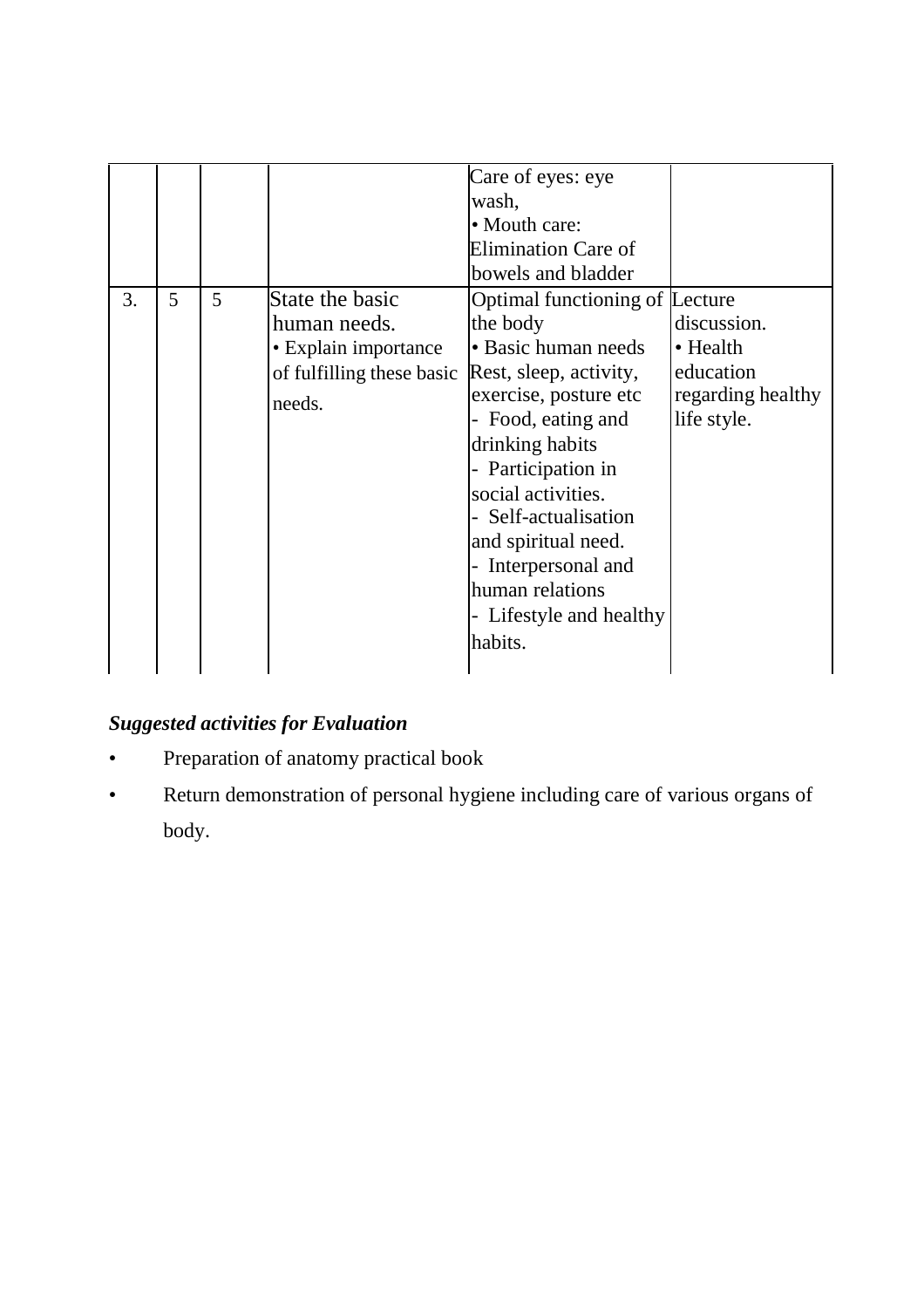| | | | | | |
|---|---|---|---|---|---|
| | | | | Care of eyes: eye wash,<br>• Mouth care:<br>Elimination Care of bowels and bladder | |
| 3. | 5 | 5 | State the basic human needs.<br>• Explain importance of fulfilling these basic needs. | Optimal functioning of the body<br>• Basic human needs Rest, sleep, activity, exercise, posture etc<br>- Food, eating and drinking habits<br>- Participation in social activities.<br>- Self-actualisation and spiritual need.<br>- Interpersonal and human relations<br>- Lifestyle and healthy habits. | Lecture discussion.<br>• Health education regarding healthy life style. |

***Suggested activities for Evaluation***

- Preparation of anatomy practical book
- Return demonstration of personal hygiene including care of various organs of body.